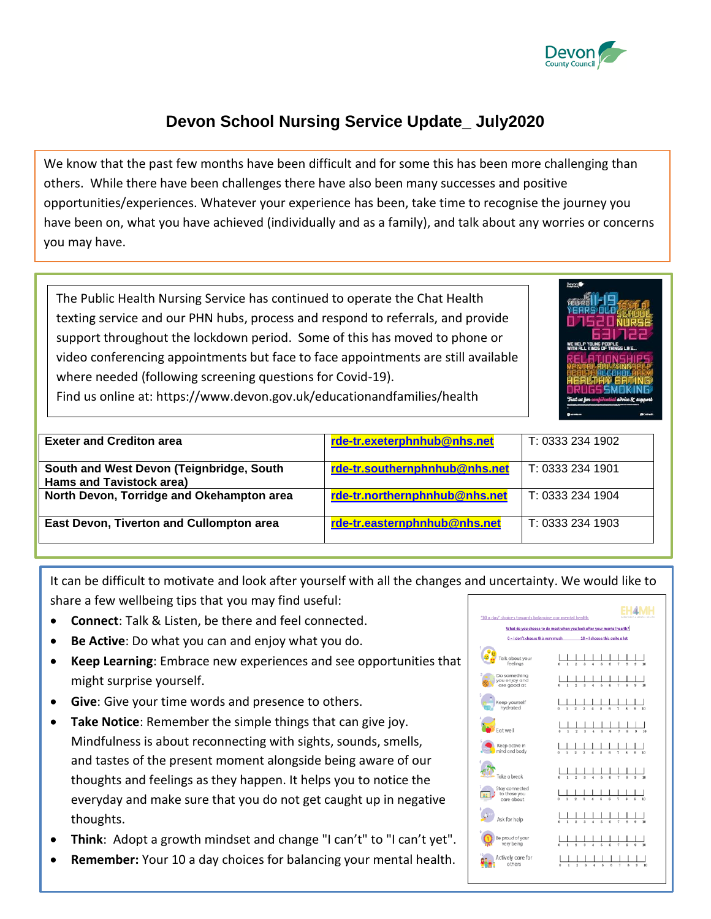# Devon School Nursing Service Update_ July2020

We know that the past few months have been difficult and for some this has been more challenging than others. While there have been challenges there have also been many successes and positive opportunities/experiences. Whatever your experience has been, take time to recognise the journey you have been on, what you have achieved (individually and as a family), and talk about any worries or concerns you may have.

The Public Health Nursing Service has continued to operate the Chat Health texting service and our PHN hubs, process and respond to referrals, and provide support throughout the lockdown period. Some of this has moved to phone or video conferencing appointments but face to face appointments are still available where needed (following screening questions for Covid-19).
Find us online at: https://www.devon.gov.uk/educationandfamilies/health

| Area | Email | Telephone |
|---|---|---|
| **Exeter and Crediton area** | **rde-tr.exeterphnhub@nhs.net** | T: 0333 234 1902 |
| **South and West Devon (Teignbridge, South Hams and Tavistock area)** | **rde-tr.southernphnhub@nhs.net** | T: 0333 234 1901 |
| **North Devon, Torridge and Okehampton area** | **rde-tr.northernphnhub@nhs.net** | T: 0333 234 1904 |
| **East Devon, Tiverton and Cullompton area** | **rde-tr.easternphnhub@nhs.net** | T: 0333 234 1903 |

It can be difficult to motivate and look after yourself with all the changes and uncertainty. We would like to share a few wellbeing tips that you may find useful:

- **Connect**: Talk & Listen, be there and feel connected.
- **Be Active**: Do what you can and enjoy what you do.
- **Keep Learning**: Embrace new experiences and see opportunities that might surprise yourself.
- **Give**: Give your time words and presence to others.
- **Take Notice**: Remember the simple things that can give joy. Mindfulness is about reconnecting with sights, sounds, smells, and tastes of the present moment alongside being aware of our thoughts and feelings as they happen. It helps you to notice the everyday and make sure that you do not get caught up in negative thoughts.
- **Think**: Adopt a growth mindset and change "I can't" to "I can't yet".
- **Remember:** Your 10 a day choices for balancing your mental health.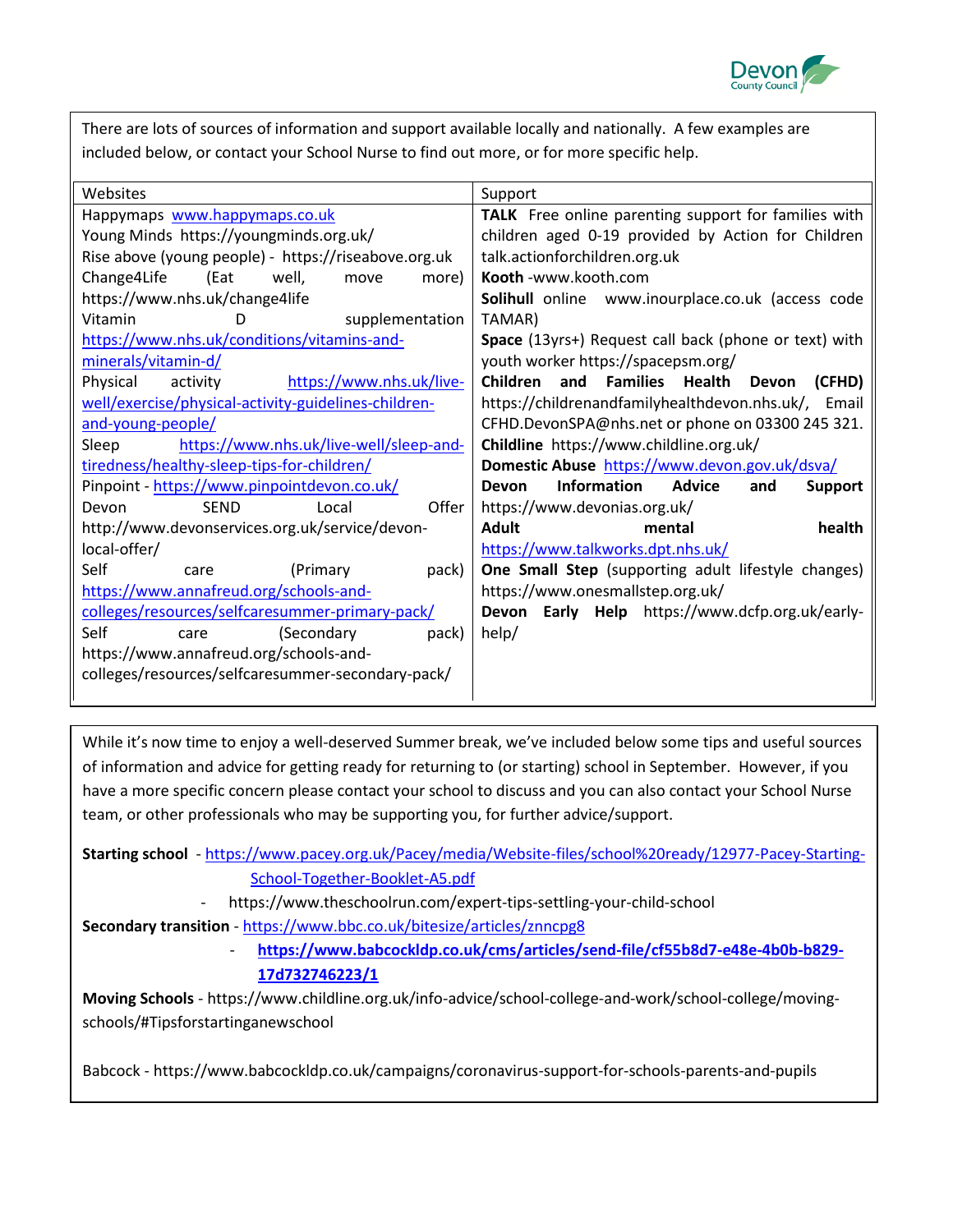There are lots of sources of information and support available locally and nationally. A few examples are included below, or contact your School Nurse to find out more, or for more specific help.

| Websites | Support |
|---|---|
| Happymaps www.happymaps.co.uk<br>Young Minds https://youngminds.org.uk/<br>Rise above (young people) - https://riseabove.org.uk<br>Change4Life (Eat well, move more) https://www.nhs.uk/change4life<br>Vitamin D supplementation https://www.nhs.uk/conditions/vitamins-and-minerals/vitamin-d/<br>Physical activity https://www.nhs.uk/live-well/exercise/physical-activity-guidelines-children-and-young-people/<br>Sleep https://www.nhs.uk/live-well/sleep-and-tiredness/healthy-sleep-tips-for-children/<br>Pinpoint - https://www.pinpointdevon.co.uk/<br>Devon SEND Local Offer http://www.devonservices.org.uk/service/devon-local-offer/<br>Self care (Primary pack) https://www.annafreud.org/schools-and-colleges/resources/selfcaresummer-primary-pack/<br>Self care (Secondary pack) https://www.annafreud.org/schools-and-colleges/resources/selfcaresummer-secondary-pack/ | **TALK** Free online parenting support for families with children aged 0-19 provided by Action for Children talk.actionforchildren.org.uk<br>**Kooth** -www.kooth.com<br>**Solihull** online www.inourplace.co.uk (access code TAMAR)<br>**Space** (13yrs+) Request call back (phone or text) with youth worker https://spacepsm.org/<br>**Children and Families Health Devon (CFHD)** https://childrenandfamilyhealthdevon.nhs.uk/, Email CFHD.DevonSPA@nhs.net or phone on 03300 245 321.<br>**Childline** https://www.childline.org.uk/<br>**Domestic Abuse** https://www.devon.gov.uk/dsva/<br>**Devon Information Advice and Support** https://www.devonias.org.uk/<br>**Adult mental health** https://www.talkworks.dpt.nhs.uk/<br>**One Small Step** (supporting adult lifestyle changes) https://www.onesmallstep.org.uk/<br>**Devon Early Help** https://www.dcfp.org.uk/early-help/ |

While it's now time to enjoy a well-deserved Summer break, we've included below some tips and useful sources of information and advice for getting ready for returning to (or starting) school in September. However, if you have a more specific concern please contact your school to discuss and you can also contact your School Nurse team, or other professionals who may be supporting you, for further advice/support.

**Starting school** - https://www.pacey.org.uk/Pacey/media/Website-files/school%20ready/12977-Pacey-Starting-School-Together-Booklet-A5.pdf
- https://www.theschoolrun.com/expert-tips-settling-your-child-school

**Secondary transition** - https://www.bbc.co.uk/bitesize/articles/znncpg8
- **https://www.babcockldp.co.uk/cms/articles/send-file/cf55b8d7-e48e-4b0b-b829-17d732746223/1**

**Moving Schools** - https://www.childline.org.uk/info-advice/school-college-and-work/school-college/moving-schools/#Tipsforstartinganewschool

Babcock - https://www.babcockldp.co.uk/campaigns/coronavirus-support-for-schools-parents-and-pupils